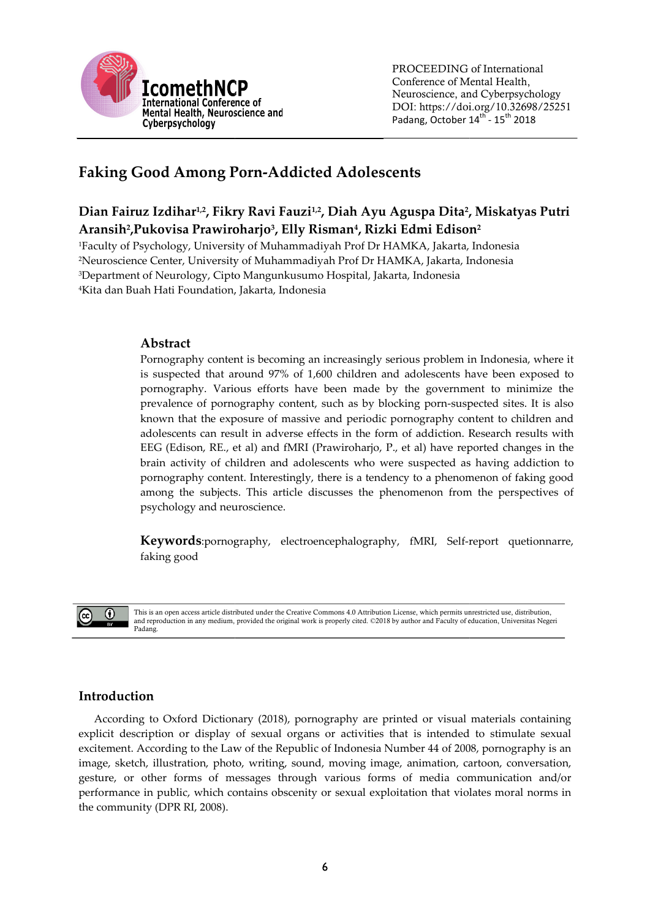# Faking Good Among Porn-Addicted Adolescents

**Dian Fairuz Izdihar[1,2], Fikry Ravi Fauzi[1,2], Diah Ayu Aguspa Dita[2], Miskatyas Putri Aransih[2], Pukovisa Prawiroharjo[3], Elly Risman[4], Rizki Edmi Edison[2]**

[1]Faculty of Psychology, University of Muhammadiyah Prof Dr HAMKA, Jakarta, Indonesia
[2]Neuroscience Center, University of Muhammadiyah Prof Dr HAMKA, Jakarta, Indonesia
[3]Department of Neurology, Cipto Mangunkusumo Hospital, Jakarta, Indonesia
[4]Kita dan Buah Hati Foundation, Jakarta, Indonesia

## Abstract

Pornography content is becoming an increasingly serious problem in Indonesia, where it is suspected that around 97% of 1,600 children and adolescents have been exposed to pornography. Various efforts have been made by the government to minimize the prevalence of pornography content, such as by blocking porn-suspected sites. It is also known that the exposure of massive and periodic pornography content to children and adolescents can result in adverse effects in the form of addiction. Research results with EEG (Edison, RE., et al) and fMRI (Prawiroharjo, P., et al) have reported changes in the brain activity of children and adolescents who were suspected as having addiction to pornography content. Interestingly, there is a tendency to a phenomenon of faking good among the subjects. This article discusses the phenomenon from the perspectives of psychology and neuroscience.

**Keywords**:pornography, electroencephalography, fMRI, Self-report quetionnarre, faking good

This is an open access article distributed under the Creative Commons 4.0 Attribution License, which permits unrestricted use, distribution, and reproduction in any medium, provided the original work is properly cited. ©2018 by author and Faculty of education, Universitas Negeri Padang.

## Introduction

According to Oxford Dictionary (2018), pornography are printed or visual materials containing explicit description or display of sexual organs or activities that is intended to stimulate sexual excitement. According to the Law of the Republic of Indonesia Number 44 of 2008, pornography is an image, sketch, illustration, photo, writing, sound, moving image, animation, cartoon, conversation, gesture, or other forms of messages through various forms of media communication and/or performance in public, which contains obscenity or sexual exploitation that violates moral norms in the community (DPR RI, 2008).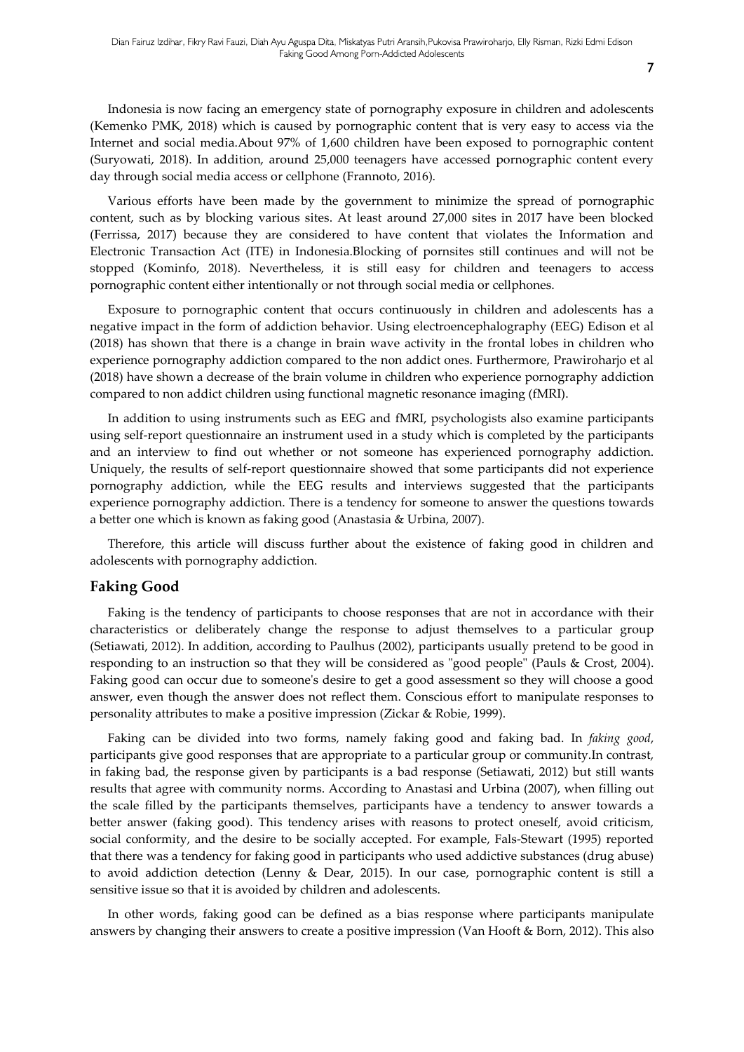Indonesia is now facing an emergency state of pornography exposure in children and adolescents (Kemenko PMK, 2018) which is caused by pornographic content that is very easy to access via the Internet and social media.About 97% of 1,600 children have been exposed to pornographic content (Suryowati, 2018). In addition, around 25,000 teenagers have accessed pornographic content every day through social media access or cellphone (Frannoto, 2016).

Various efforts have been made by the government to minimize the spread of pornographic content, such as by blocking various sites. At least around 27,000 sites in 2017 have been blocked (Ferrissa, 2017) because they are considered to have content that violates the Information and Electronic Transaction Act (ITE) in Indonesia.Blocking of pornsites still continues and will not be stopped (Kominfo, 2018). Nevertheless, it is still easy for children and teenagers to access pornographic content either intentionally or not through social media or cellphones.

Exposure to pornographic content that occurs continuously in children and adolescents has a negative impact in the form of addiction behavior. Using electroencephalography (EEG) Edison et al (2018) has shown that there is a change in brain wave activity in the frontal lobes in children who experience pornography addiction compared to the non addict ones. Furthermore, Prawiroharjo et al (2018) have shown a decrease of the brain volume in children who experience pornography addiction compared to non addict children using functional magnetic resonance imaging (fMRI).

In addition to using instruments such as EEG and fMRI, psychologists also examine participants using self-report questionnaire an instrument used in a study which is completed by the participants and an interview to find out whether or not someone has experienced pornography addiction. Uniquely, the results of self-report questionnaire showed that some participants did not experience pornography addiction, while the EEG results and interviews suggested that the participants experience pornography addiction. There is a tendency for someone to answer the questions towards a better one which is known as faking good (Anastasia & Urbina, 2007).

Therefore, this article will discuss further about the existence of faking good in children and adolescents with pornography addiction.

## Faking Good

Faking is the tendency of participants to choose responses that are not in accordance with their characteristics or deliberately change the response to adjust themselves to a particular group (Setiawati, 2012). In addition, according to Paulhus (2002), participants usually pretend to be good in responding to an instruction so that they will be considered as "good people" (Pauls & Crost, 2004). Faking good can occur due to someone's desire to get a good assessment so they will choose a good answer, even though the answer does not reflect them. Conscious effort to manipulate responses to personality attributes to make a positive impression (Zickar & Robie, 1999).

Faking can be divided into two forms, namely faking good and faking bad. In *faking good*, participants give good responses that are appropriate to a particular group or community.In contrast, in faking bad, the response given by participants is a bad response (Setiawati, 2012) but still wants results that agree with community norms. According to Anastasi and Urbina (2007), when filling out the scale filled by the participants themselves, participants have a tendency to answer towards a better answer (faking good). This tendency arises with reasons to protect oneself, avoid criticism, social conformity, and the desire to be socially accepted. For example, Fals-Stewart (1995) reported that there was a tendency for faking good in participants who used addictive substances (drug abuse) to avoid addiction detection (Lenny & Dear, 2015). In our case, pornographic content is still a sensitive issue so that it is avoided by children and adolescents.

In other words, faking good can be defined as a bias response where participants manipulate answers by changing their answers to create a positive impression (Van Hooft & Born, 2012). This also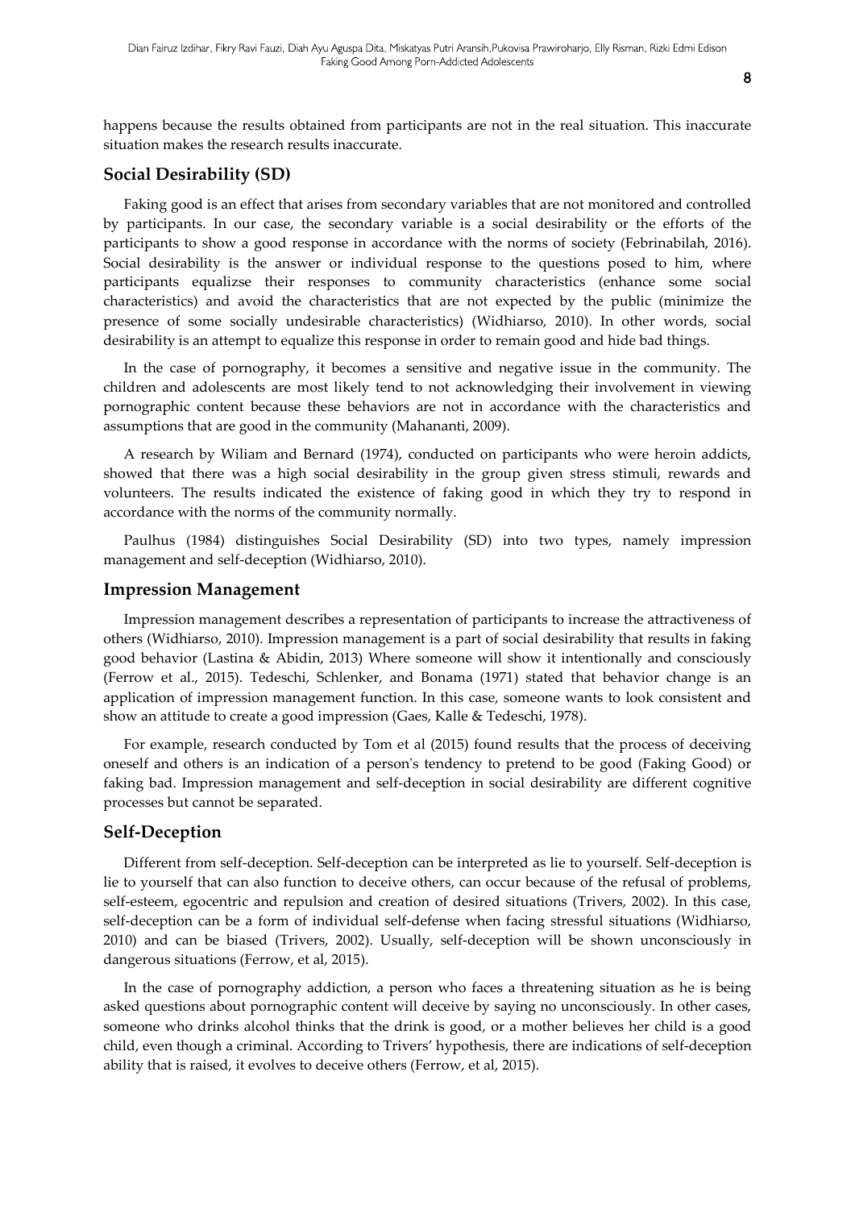happens because the results obtained from participants are not in the real situation. This inaccurate situation makes the research results inaccurate.

## Social Desirability (SD)

Faking good is an effect that arises from secondary variables that are not monitored and controlled by participants. In our case, the secondary variable is a social desirability or the efforts of the participants to show a good response in accordance with the norms of society (Febrinabilah, 2016). Social desirability is the answer or individual response to the questions posed to him, where participants equalizse their responses to community characteristics (enhance some social characteristics) and avoid the characteristics that are not expected by the public (minimize the presence of some socially undesirable characteristics) (Widhiarso, 2010). In other words, social desirability is an attempt to equalize this response in order to remain good and hide bad things.

In the case of pornography, it becomes a sensitive and negative issue in the community. The children and adolescents are most likely tend to not acknowledging their involvement in viewing pornographic content because these behaviors are not in accordance with the characteristics and assumptions that are good in the community (Mahananti, 2009).

A research by Wiliam and Bernard (1974), conducted on participants who were heroin addicts, showed that there was a high social desirability in the group given stress stimuli, rewards and volunteers. The results indicated the existence of faking good in which they try to respond in accordance with the norms of the community normally.

Paulhus (1984) distinguishes Social Desirability (SD) into two types, namely impression management and self-deception (Widhiarso, 2010).

## Impression Management

Impression management describes a representation of participants to increase the attractiveness of others (Widhiarso, 2010). Impression management is a part of social desirability that results in faking good behavior (Lastina & Abidin, 2013) Where someone will show it intentionally and consciously (Ferrow et al., 2015). Tedeschi, Schlenker, and Bonama (1971) stated that behavior change is an application of impression management function. In this case, someone wants to look consistent and show an attitude to create a good impression (Gaes, Kalle & Tedeschi, 1978).

For example, research conducted by Tom et al (2015) found results that the process of deceiving oneself and others is an indication of a person's tendency to pretend to be good (Faking Good) or faking bad. Impression management and self-deception in social desirability are different cognitive processes but cannot be separated.

## Self-Deception

Different from self-deception. Self-deception can be interpreted as lie to yourself. Self-deception is lie to yourself that can also function to deceive others, can occur because of the refusal of problems, self-esteem, egocentric and repulsion and creation of desired situations (Trivers, 2002). In this case, self-deception can be a form of individual self-defense when facing stressful situations (Widhiarso, 2010) and can be biased (Trivers, 2002). Usually, self-deception will be shown unconsciously in dangerous situations (Ferrow, et al, 2015).

In the case of pornography addiction, a person who faces a threatening situation as he is being asked questions about pornographic content will deceive by saying no unconsciously. In other cases, someone who drinks alcohol thinks that the drink is good, or a mother believes her child is a good child, even though a criminal. According to Trivers' hypothesis, there are indications of self-deception ability that is raised, it evolves to deceive others (Ferrow, et al, 2015).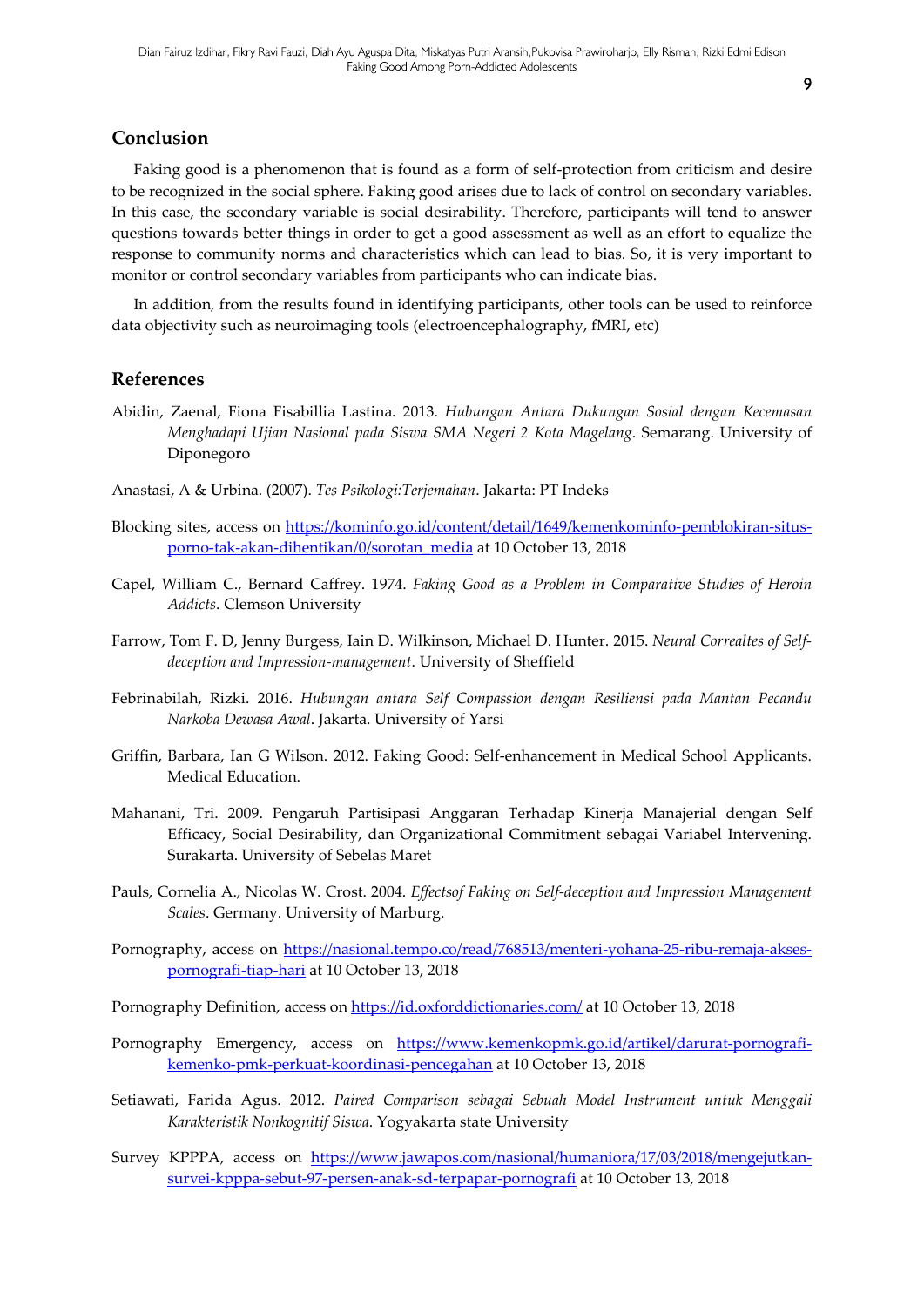## Conclusion

Faking good is a phenomenon that is found as a form of self-protection from criticism and desire to be recognized in the social sphere. Faking good arises due to lack of control on secondary variables. In this case, the secondary variable is social desirability. Therefore, participants will tend to answer questions towards better things in order to get a good assessment as well as an effort to equalize the response to community norms and characteristics which can lead to bias. So, it is very important to monitor or control secondary variables from participants who can indicate bias.

In addition, from the results found in identifying participants, other tools can be used to reinforce data objectivity such as neuroimaging tools (electroencephalography, fMRI, etc)

## References

Abidin, Zaenal, Fiona Fisabillia Lastina. 2013. *Hubungan Antara Dukungan Sosial dengan Kecemasan Menghadapi Ujian Nasional pada Siswa SMA Negeri 2 Kota Magelang*. Semarang. University of Diponegoro

Anastasi, A & Urbina. (2007). *Tes Psikologi:Terjemahan*. Jakarta: PT Indeks

Blocking sites, access on https://kominfo.go.id/content/detail/1649/kemenkominfo-pemblokiran-situs-porno-tak-akan-dihentikan/0/sorotan_media at 10 October 13, 2018

Capel, William C., Bernard Caffrey. 1974. *Faking Good as a Problem in Comparative Studies of Heroin Addicts*. Clemson University

Farrow, Tom F. D, Jenny Burgess, Iain D. Wilkinson, Michael D. Hunter. 2015. *Neural Correaltes of Self-deception and Impression-management*. University of Sheffield

Febrinabilah, Rizki. 2016. *Hubungan antara Self Compassion dengan Resiliensi pada Mantan Pecandu Narkoba Dewasa Awal*. Jakarta. University of Yarsi

Griffin, Barbara, Ian G Wilson. 2012. Faking Good: Self-enhancement in Medical School Applicants. Medical Education.

Mahanani, Tri. 2009. Pengaruh Partisipasi Anggaran Terhadap Kinerja Manajerial dengan Self Efficacy, Social Desirability, dan Organizational Commitment sebagai Variabel Intervening. Surakarta. University of Sebelas Maret

Pauls, Cornelia A., Nicolas W. Crost. 2004. *Effectsof Faking on Self-deception and Impression Management Scales*. Germany. University of Marburg.

Pornography, access on https://nasional.tempo.co/read/768513/menteri-yohana-25-ribu-remaja-akses-pornografi-tiap-hari at 10 October 13, 2018

Pornography Definition, access on https://id.oxforddictionaries.com/ at 10 October 13, 2018

Pornography Emergency, access on https://www.kemenkopmk.go.id/artikel/darurat-pornografi-kemenko-pmk-perkuat-koordinasi-pencegahan at 10 October 13, 2018

Setiawati, Farida Agus. 2012. *Paired Comparison sebagai Sebuah Model Instrument untuk Menggali Karakteristik Nonkognitif Siswa*. Yogyakarta state University

Survey KPPPA, access on https://www.jawapos.com/nasional/humaniora/17/03/2018/mengejutkan-survei-kpppa-sebut-97-persen-anak-sd-terpapar-pornografi at 10 October 13, 2018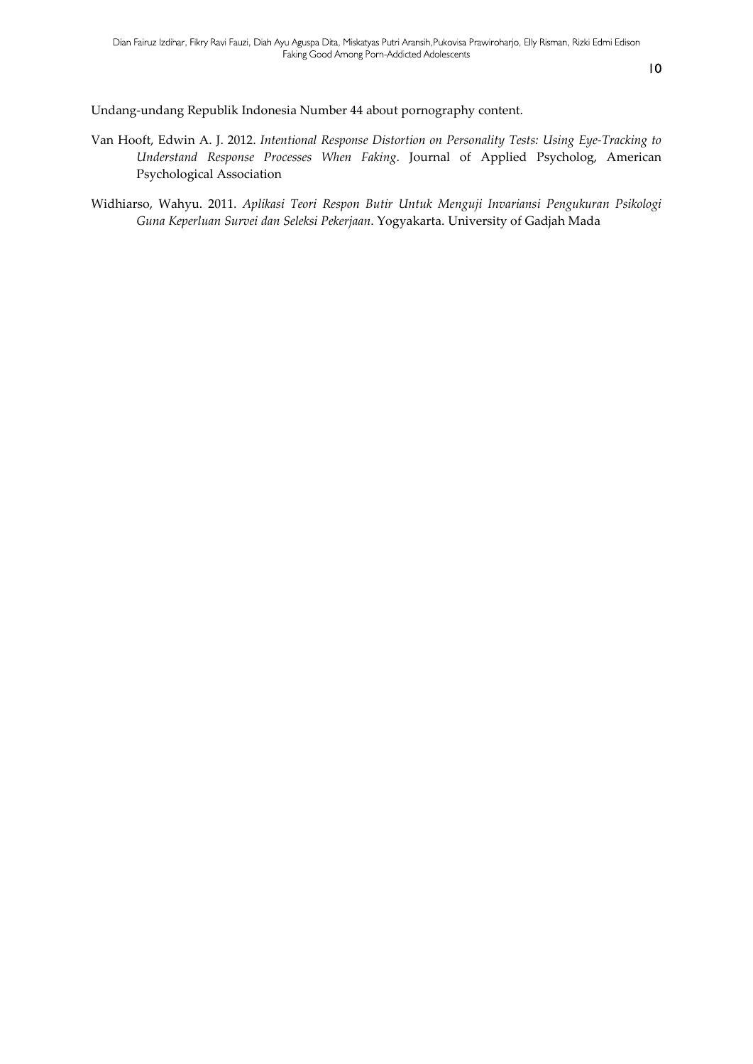Undang-undang Republik Indonesia Number 44 about pornography content.

Van Hooft, Edwin A. J. 2012. *Intentional Response Distortion on Personality Tests: Using Eye-Tracking to Understand Response Processes When Faking*. Journal of Applied Psycholog, American Psychological Association

Widhiarso, Wahyu. 2011. *Aplikasi Teori Respon Butir Untuk Menguji Invariansi Pengukuran Psikologi Guna Keperluan Survei dan Seleksi Pekerjaan*. Yogyakarta. University of Gadjah Mada